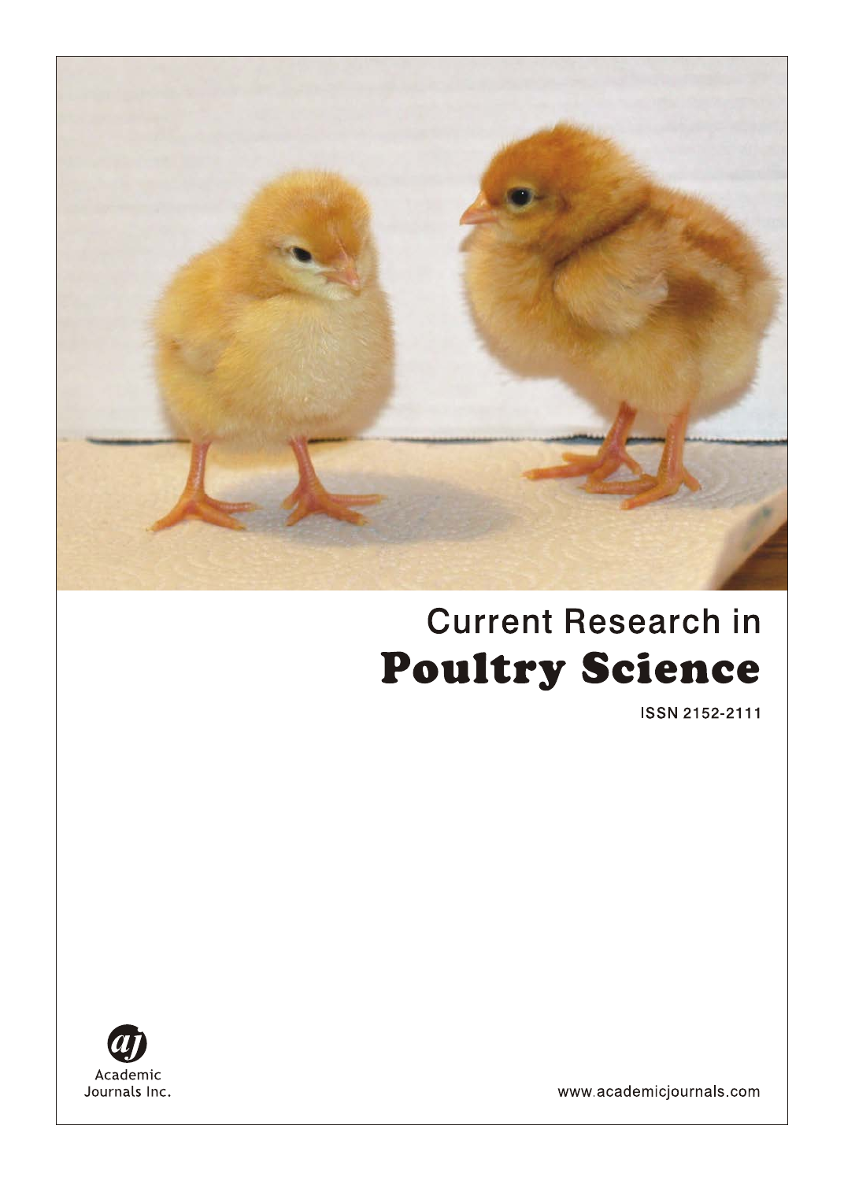# Current Research in Poultry Science

ISSN 2152-2111

Academic Journals Inc.

www.academicjournals.com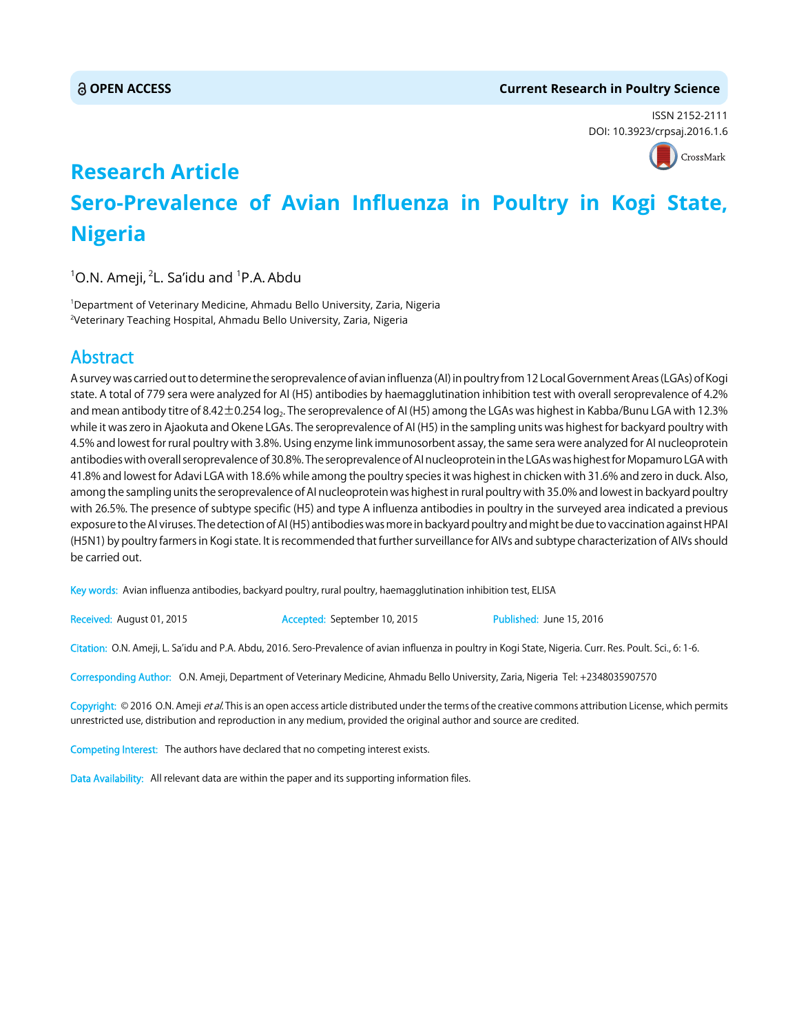# Research Article

# Sero-Prevalence of Avian Influenza in Poultry in Kogi State, Nigeria

[1]O.N. Ameji, [2]L. Sa'idu and [1]P.A. Abdu

[1]Department of Veterinary Medicine, Ahmadu Bello University, Zaria, Nigeria
[2]Veterinary Teaching Hospital, Ahmadu Bello University, Zaria, Nigeria

## Abstract

A survey was carried out to determine the seroprevalence of avian influenza (AI) in poultry from 12 Local Government Areas (LGAs) of Kogi state. A total of 779 sera were analyzed for AI (H5) antibodies by haemagglutination inhibition test with overall seroprevalence of 4.2% and mean antibody titre of $8.42 \pm 0.254 \log_2$. The seroprevalence of AI (H5) among the LGAs was highest in Kabba/Bunu LGA with 12.3% while it was zero in Ajaokuta and Okene LGAs. The seroprevalence of AI (H5) in the sampling units was highest for backyard poultry with 4.5% and lowest for rural poultry with 3.8%. Using enzyme link immunosorbent assay, the same sera were analyzed for AI nucleoprotein antibodies with overall seroprevalence of 30.8%. The seroprevalence of AI nucleoprotein in the LGAs was highest for Mopamuro LGA with 41.8% and lowest for Adavi LGA with 18.6% while among the poultry species it was highest in chicken with 31.6% and zero in duck. Also, among the sampling units the seroprevalence of AI nucleoprotein was highest in rural poultry with 35.0% and lowest in backyard poultry with 26.5%. The presence of subtype specific (H5) and type A influenza antibodies in poultry in the surveyed area indicated a previous exposure to the AI viruses. The detection of AI (H5) antibodies was more in backyard poultry and might be due to vaccination against HPAI (H5N1) by poultry farmers in Kogi state. It is recommended that further surveillance for AIVs and subtype characterization of AIVs should be carried out.

**Key words:** Avian influenza antibodies, backyard poultry, rural poultry, haemagglutination inhibition test, ELISA

**Received:** August 01, 2015 **Accepted:** September 10, 2015 **Published:** June 15, 2016

**Citation:** O.N. Ameji, L. Sa'idu and P.A. Abdu, 2016. Sero-Prevalence of avian influenza in poultry in Kogi State, Nigeria. Curr. Res. Poult. Sci., 6: 1-6.

**Corresponding Author:** O.N. Ameji, Department of Veterinary Medicine, Ahmadu Bello University, Zaria, Nigeria Tel: +2348035907570

**Copyright:** © 2016 O.N. Ameji *et al.* This is an open access article distributed under the terms of the creative commons attribution License, which permits unrestricted use, distribution and reproduction in any medium, provided the original author and source are credited.

**Competing Interest:** The authors have declared that no competing interest exists.

**Data Availability:** All relevant data are within the paper and its supporting information files.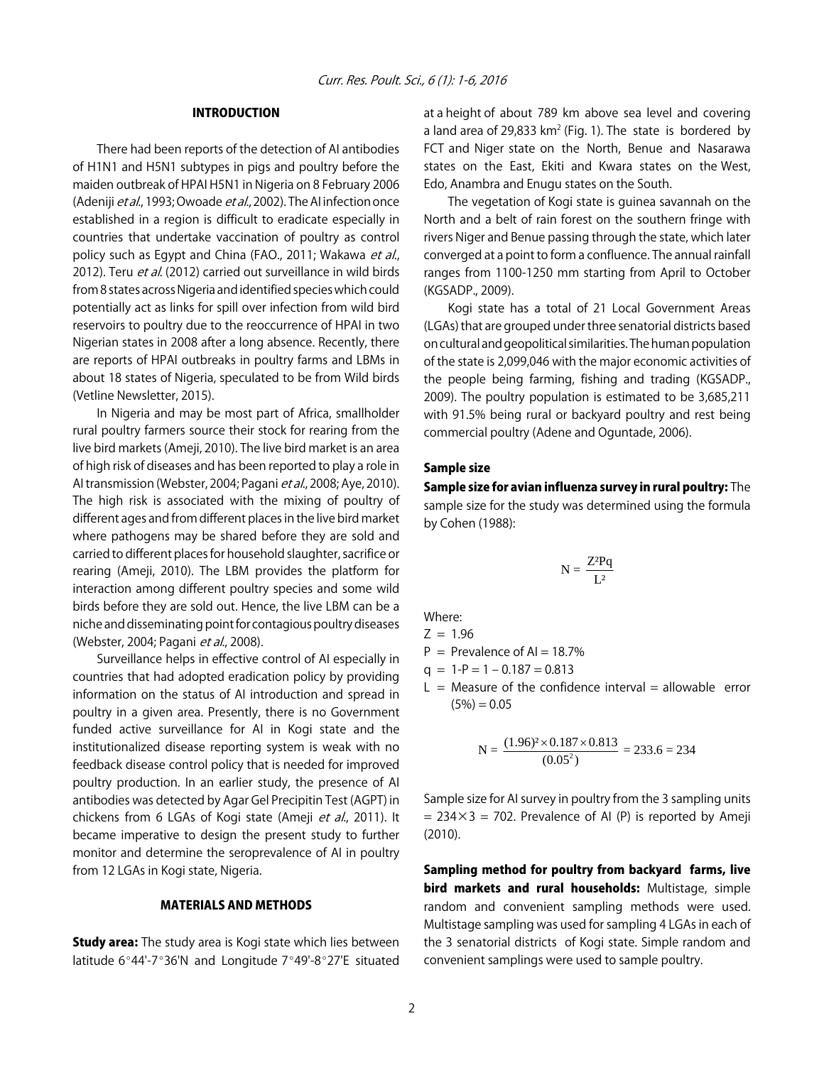## INTRODUCTION

There had been reports of the detection of AI antibodies of H1N1 and H5N1 subtypes in pigs and poultry before the maiden outbreak of HPAI H5N1 in Nigeria on 8 February 2006 (Adeniji *et al*., 1993; Owoade *et al*., 2002). The AI infection once established in a region is difficult to eradicate especially in countries that undertake vaccination of poultry as control policy such as Egypt and China (FAO., 2011; Wakawa *et al*., 2012). Teru *et al*. (2012) carried out surveillance in wild birds from 8 states across Nigeria and identified species which could potentially act as links for spill over infection from wild bird reservoirs to poultry due to the reoccurrence of HPAI in two Nigerian states in 2008 after a long absence. Recently, there are reports of HPAI outbreaks in poultry farms and LBMs in about 18 states of Nigeria, speculated to be from Wild birds (Vetline Newsletter, 2015).

In Nigeria and may be most part of Africa, smallholder rural poultry farmers source their stock for rearing from the live bird markets (Ameji, 2010). The live bird market is an area of high risk of diseases and has been reported to play a role in AI transmission (Webster, 2004; Pagani *et al*., 2008; Aye, 2010). The high risk is associated with the mixing of poultry of different ages and from different places in the live bird market where pathogens may be shared before they are sold and carried to different places for household slaughter, sacrifice or rearing (Ameji, 2010). The LBM provides the platform for interaction among different poultry species and some wild birds before they are sold out. Hence, the live LBM can be a niche and disseminating point for contagious poultry diseases (Webster, 2004; Pagani *et al*., 2008).

Surveillance helps in effective control of AI especially in countries that had adopted eradication policy by providing information on the status of AI introduction and spread in poultry in a given area. Presently, there is no Government funded active surveillance for AI in Kogi state and the institutionalized disease reporting system is weak with no feedback disease control policy that is needed for improved poultry production. In an earlier study, the presence of AI antibodies was detected by Agar Gel Precipitin Test (AGPT) in chickens from 6 LGAs of Kogi state (Ameji *et al*., 2011). It became imperative to design the present study to further monitor and determine the seroprevalence of AI in poultry from 12 LGAs in Kogi state, Nigeria.

## MATERIALS AND METHODS

**Study area:** The study area is Kogi state which lies between latitude 6°44'-7°36'N and Longitude 7°49'-8°27'E situated at a height of about 789 km above sea level and covering a land area of 29,833 km$^2$ (Fig. 1). The state is bordered by FCT and Niger state on the North, Benue and Nasarawa states on the East, Ekiti and Kwara states on the West, Edo, Anambra and Enugu states on the South.

The vegetation of Kogi state is guinea savannah on the North and a belt of rain forest on the southern fringe with rivers Niger and Benue passing through the state, which later converged at a point to form a confluence. The annual rainfall ranges from 1100-1250 mm starting from April to October (KGSADP., 2009).

Kogi state has a total of 21 Local Government Areas (LGAs) that are grouped under three senatorial districts based on cultural and geopolitical similarities. The human population of the state is 2,099,046 with the major economic activities of the people being farming, fishing and trading (KGSADP., 2009). The poultry population is estimated to be 3,685,211 with 91.5% being rural or backyard poultry and rest being commercial poultry (Adene and Oguntade, 2006).

### Sample size

**Sample size for avian influenza survey in rural poultry:** The sample size for the study was determined using the formula by Cohen (1988):

$$N = \frac{Z^2 Pq}{L^2}$$

Where:

- $Z$ = 1.96
- $P$ = Prevalence of AI = 18.7%
- $q$ = 1-P = 1 – 0.187 = 0.813
- $L$ = Measure of the confidence interval = allowable error (5%) = 0.05

$$N = \frac{(1.96)^2 \times 0.187 \times 0.813}{(0.05^2)} = 233.6 = 234$$

Sample size for AI survey in poultry from the 3 sampling units = 234×3 = 702. Prevalence of AI (P) is reported by Ameji (2010).

**Sampling method for poultry from backyard farms, live bird markets and rural households:** Multistage, simple random and convenient sampling methods were used. Multistage sampling was used for sampling 4 LGAs in each of the 3 senatorial districts of Kogi state. Simple random and convenient samplings were used to sample poultry.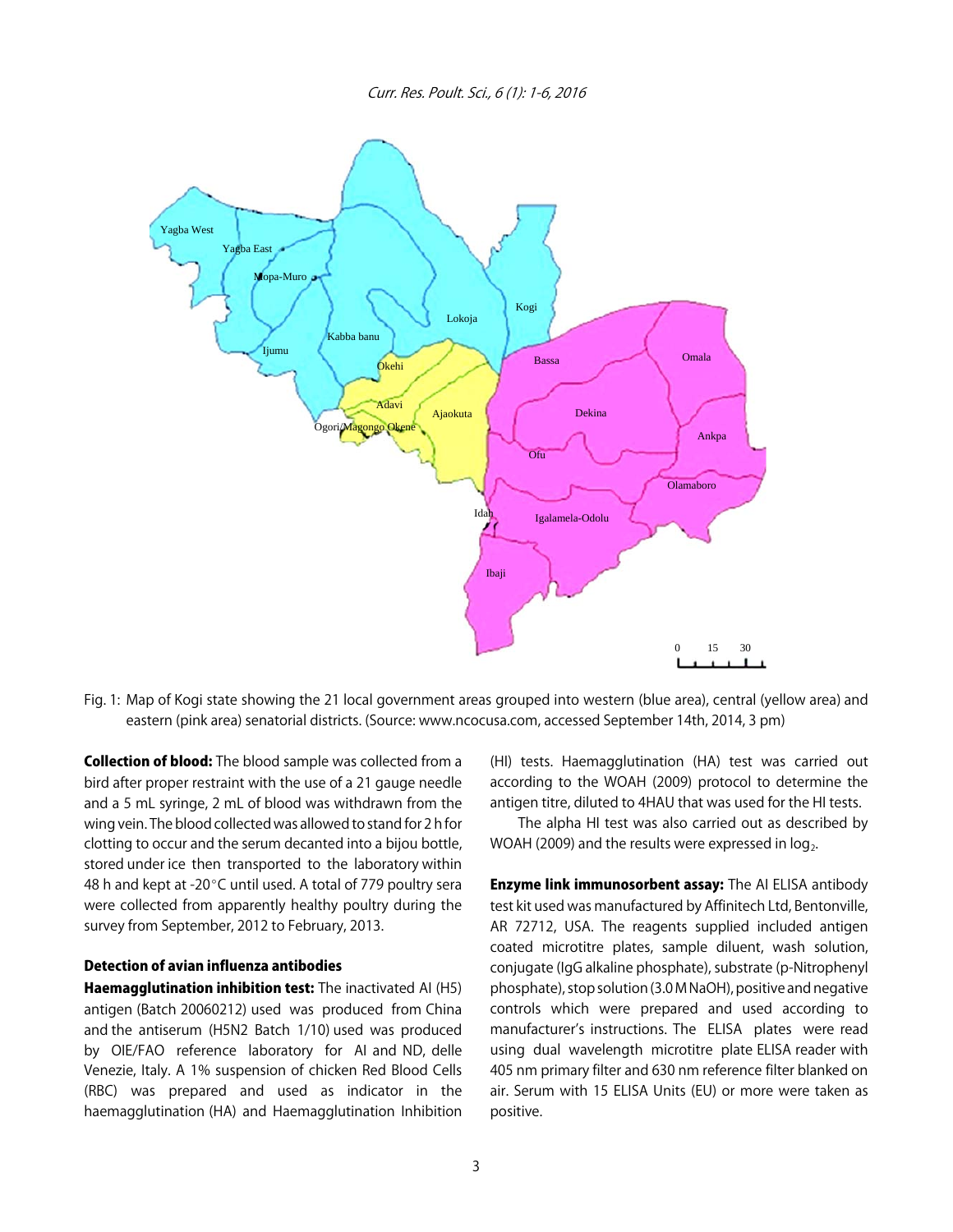Fig. 1: Map of Kogi state showing the 21 local government areas grouped into western (blue area), central (yellow area) and eastern (pink area) senatorial districts. (Source: www.ncocusa.com, accessed September 14th, 2014, 3 pm)

**Collection of blood:** The blood sample was collected from a bird after proper restraint with the use of a 21 gauge needle and a 5 mL syringe, 2 mL of blood was withdrawn from the wing vein. The blood collected was allowed to stand for 2 h for clotting to occur and the serum decanted into a bijou bottle, stored under ice then transported to the laboratory within 48 h and kept at -20°C until used. A total of 779 poultry sera were collected from apparently healthy poultry during the survey from September, 2012 to February, 2013.

### Detection of avian influenza antibodies

**Haemagglutination inhibition test:** The inactivated AI (H5) antigen (Batch 20060212) used was produced from China and the antiserum (H5N2 Batch 1/10) used was produced by OIE/FAO reference laboratory for AI and ND, delle Venezie, Italy. A 1% suspension of chicken Red Blood Cells (RBC) was prepared and used as indicator in the haemagglutination (HA) and Haemagglutination Inhibition (HI) tests. Haemagglutination (HA) test was carried out according to the WOAH (2009) protocol to determine the antigen titre, diluted to 4HAU that was used for the HI tests.

The alpha HI test was also carried out as described by WOAH (2009) and the results were expressed in $\log_2$.

**Enzyme link immunosorbent assay:** The AI ELISA antibody test kit used was manufactured by Affinitech Ltd, Bentonville, AR 72712, USA. The reagents supplied included antigen coated microtitre plates, sample diluent, wash solution, conjugate (IgG alkaline phosphate), substrate (p-Nitrophenyl phosphate), stop solution (3.0 M NaOH), positive and negative controls which were prepared and used according to manufacturer's instructions. The ELISA plates were read using dual wavelength microtitre plate ELISA reader with 405 nm primary filter and 630 nm reference filter blanked on air. Serum with 15 ELISA Units (EU) or more were taken as positive.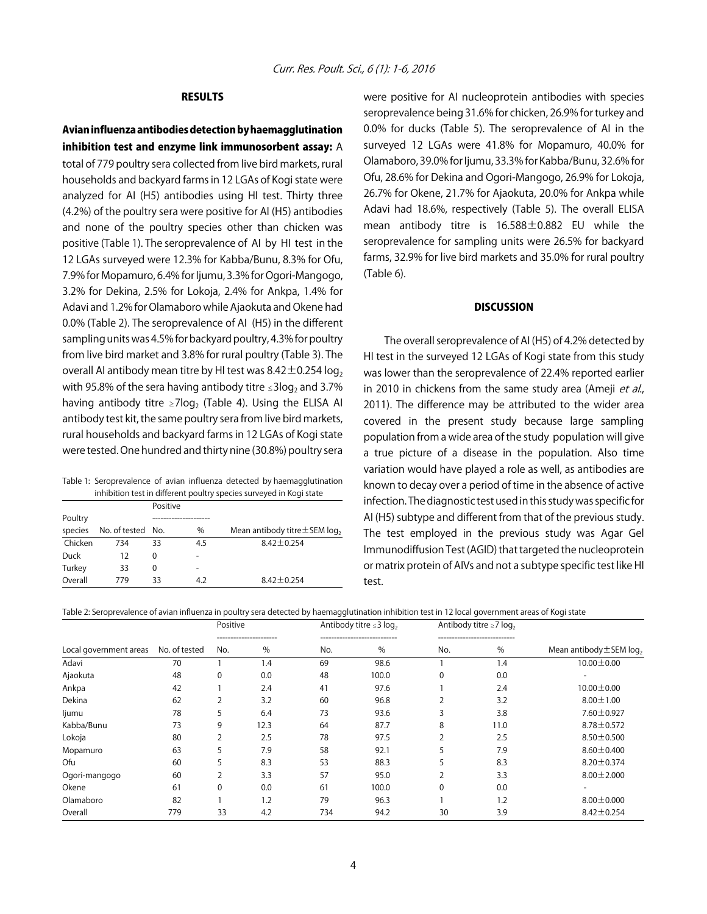## RESULTS

**Avian influenza antibodies detection by haemagglutination inhibition test and enzyme link immunosorbent assay:** A total of 779 poultry sera collected from live bird markets, rural households and backyard farms in 12 LGAs of Kogi state were analyzed for AI (H5) antibodies using HI test. Thirty three (4.2%) of the poultry sera were positive for AI (H5) antibodies and none of the poultry species other than chicken was positive (Table 1). The seroprevalence of AI by HI test in the 12 LGAs surveyed were 12.3% for Kabba/Bunu, 8.3% for Ofu, 7.9% for Mopamuro, 6.4% for Ijumu, 3.3% for Ogori-Mangogo, 3.2% for Dekina, 2.5% for Lokoja, 2.4% for Ankpa, 1.4% for Adavi and 1.2% for Olamaboro while Ajaokuta and Okene had 0.0% (Table 2). The seroprevalence of AI (H5) in the different sampling units was 4.5% for backyard poultry, 4.3% for poultry from live bird market and 3.8% for rural poultry (Table 3). The overall AI antibody mean titre by HI test was $8.42\pm0.254$ $\log_2$ with 95.8% of the sera having antibody titre $\leq 3\log_2$ and 3.7% having antibody titre $\geq 7\log_2$ (Table 4). Using the ELISA AI antibody test kit, the same poultry sera from live bird markets, rural households and backyard farms in 12 LGAs of Kogi state were tested. One hundred and thirty nine (30.8%) poultry sera were positive for AI nucleoprotein antibodies with species seroprevalence being 31.6% for chicken, 26.9% for turkey and 0.0% for ducks (Table 5). The seroprevalence of AI in the surveyed 12 LGAs were 41.8% for Mopamuro, 40.0% for Olamaboro, 39.0% for Ijumu, 33.3% for Kabba/Bunu, 32.6% for Ofu, 28.6% for Dekina and Ogori-Mangogo, 26.9% for Lokoja, 26.7% for Okene, 21.7% for Ajaokuta, 20.0% for Ankpa while Adavi had 18.6%, respectively (Table 5). The overall ELISA mean antibody titre is $16.588\pm0.882$ EU while the seroprevalence for sampling units were 26.5% for backyard farms, 32.9% for live bird markets and 35.0% for rural poultry (Table 6).

Table 1: Seroprevalence of avian influenza detected by haemagglutination inhibition test in different poultry species surveyed in Kogi state

| Poultry species | No. of tested | Positive No. | Positive % | Mean antibody titre$\pm$SEM $\log_2$ |
|---|---|---|---|---|
| Chicken | 734 | 33 | 4.5 | $8.42\pm0.254$ |
| Duck | 12 | 0 | - | |
| Turkey | 33 | 0 | - | |
| Overall | 779 | 33 | 4.2 | $8.42\pm0.254$ |

## DISCUSSION

The overall seroprevalence of AI (H5) of 4.2% detected by HI test in the surveyed 12 LGAs of Kogi state from this study was lower than the seroprevalence of 22.4% reported earlier in 2010 in chickens from the same study area (Ameji *et al*., 2011). The difference may be attributed to the wider area covered in the present study because large sampling population from a wide area of the study population will give a true picture of a disease in the population. Also time variation would have played a role as well, as antibodies are known to decay over a period of time in the absence of active infection. The diagnostic test used in this study was specific for AI (H5) subtype and different from that of the previous study. The test employed in the previous study was Agar Gel Immunodiffusion Test (AGID) that targeted the nucleoprotein or matrix protein of AIVs and not a subtype specific test like HI test.

Table 2: Seroprevalence of avian influenza in poultry sera detected by haemagglutination inhibition test in 12 local government areas of Kogi state

| Local government areas | No. of tested | Positive | | Antibody titre $\leq 3\log_2$ | | Antibody titre $\geq 7\log_2$ | | Mean antibody$\pm$SEM $\log_2$ |
|---|---|---|---|---|---|---|---|---|
| | | No. | % | No. | % | No. | % | |
| Adavi | 70 | 1 | 1.4 | 69 | 98.6 | 1 | 1.4 | $10.00\pm0.00$ |
| Ajaokuta | 48 | 0 | 0.0 | 48 | 100.0 | 0 | 0.0 | - |
| Ankpa | 42 | 1 | 2.4 | 41 | 97.6 | 1 | 2.4 | $10.00\pm0.00$ |
| Dekina | 62 | 2 | 3.2 | 60 | 96.8 | 2 | 3.2 | $8.00\pm1.00$ |
| Ijumu | 78 | 5 | 6.4 | 73 | 93.6 | 3 | 3.8 | $7.60\pm0.927$ |
| Kabba/Bunu | 73 | 9 | 12.3 | 64 | 87.7 | 8 | 11.0 | $8.78\pm0.572$ |
| Lokoja | 80 | 2 | 2.5 | 78 | 97.5 | 2 | 2.5 | $8.50\pm0.500$ |
| Mopamuro | 63 | 5 | 7.9 | 58 | 92.1 | 5 | 7.9 | $8.60\pm0.400$ |
| Ofu | 60 | 5 | 8.3 | 53 | 88.3 | 5 | 8.3 | $8.20\pm0.374$ |
| Ogori-mangogo | 60 | 2 | 3.3 | 57 | 95.0 | 2 | 3.3 | $8.00\pm2.000$ |
| Okene | 61 | 0 | 0.0 | 61 | 100.0 | 0 | 0.0 | - |
| Olamaboro | 82 | 1 | 1.2 | 79 | 96.3 | 1 | 1.2 | $8.00\pm0.000$ |
| Overall | 779 | 33 | 4.2 | 734 | 94.2 | 30 | 3.9 | $8.42\pm0.254$ |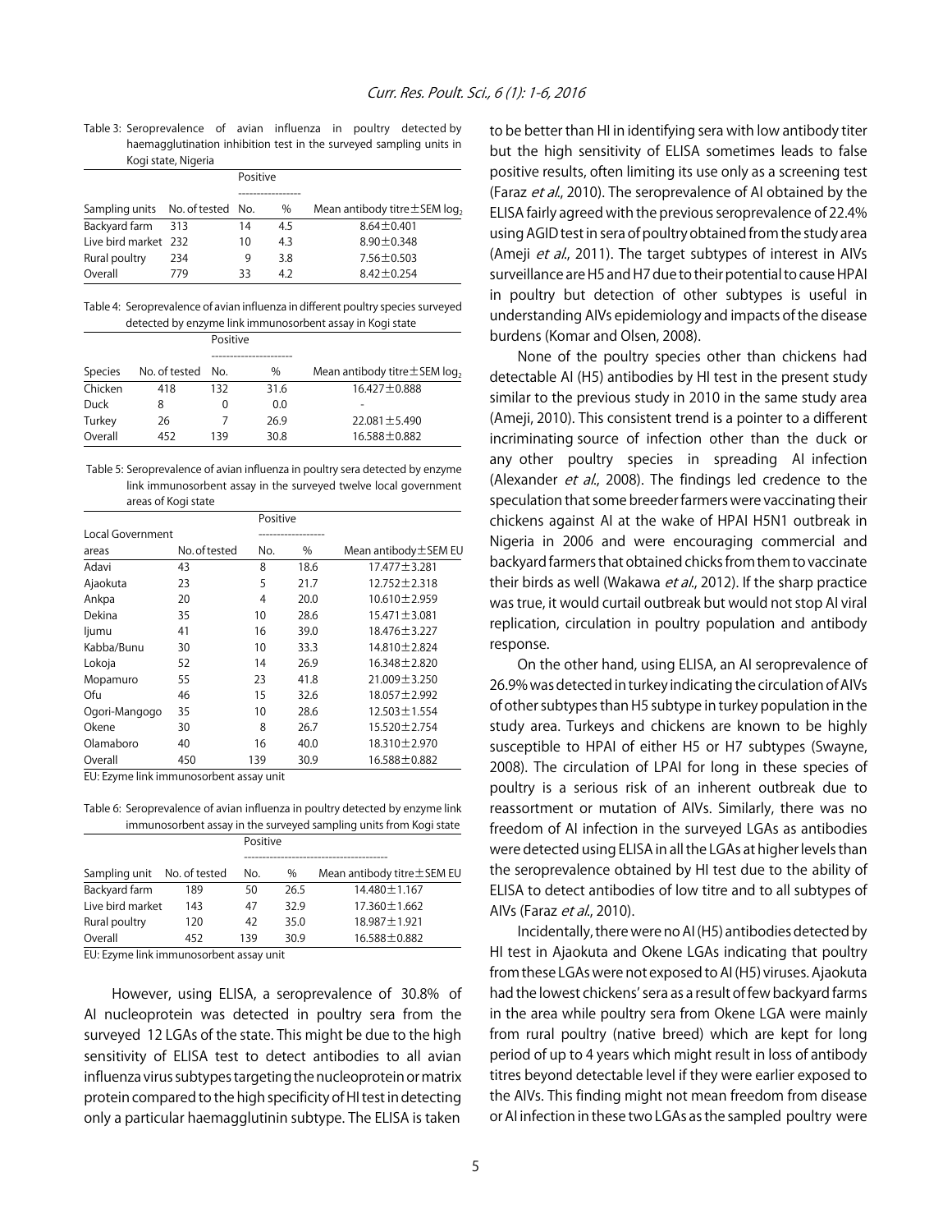Table 3: Seroprevalence of avian influenza in poultry detected by haemagglutination inhibition test in the surveyed sampling units in Kogi state, Nigeria

| Sampling units | No. of tested | Positive | | Mean antibody titre±SEM $log_2$ |
|---|---|---|---|---|
| | | No. | % | |
| Backyard farm | 313 | 14 | 4.5 | 8.64±0.401 |
| Live bird market | 232 | 10 | 4.3 | 8.90±0.348 |
| Rural poultry | 234 | 9 | 3.8 | 7.56±0.503 |
| Overall | 779 | 33 | 4.2 | 8.42±0.254 |

Table 4: Seroprevalence of avian influenza in different poultry species surveyed detected by enzyme link immunosorbent assay in Kogi state

| Species | No. of tested | Positive | | Mean antibody titre±SEM $log_2$ |
|---|---|---|---|---|
| | | No. | % | |
| Chicken | 418 | 132 | 31.6 | 16.427±0.888 |
| Duck | 8 | 0 | 0.0 | - |
| Turkey | 26 | 7 | 26.9 | 22.081±5.490 |
| Overall | 452 | 139 | 30.8 | 16.588±0.882 |

Table 5: Seroprevalence of avian influenza in poultry sera detected by enzyme link immunosorbent assay in the surveyed twelve local government areas of Kogi state

| Local Government areas | No. of tested | Positive | | Mean antibody±SEM EU |
|---|---|---|---|---|
| | | No. | % | |
| Adavi | 43 | 8 | 18.6 | 17.477±3.281 |
| Ajaokuta | 23 | 5 | 21.7 | 12.752±2.318 |
| Ankpa | 20 | 4 | 20.0 | 10.610±2.959 |
| Dekina | 35 | 10 | 28.6 | 15.471±3.081 |
| Ijumu | 41 | 16 | 39.0 | 18.476±3.227 |
| Kabba/Bunu | 30 | 10 | 33.3 | 14.810±2.824 |
| Lokoja | 52 | 14 | 26.9 | 16.348±2.820 |
| Mopamuro | 55 | 23 | 41.8 | 21.009±3.250 |
| Ofu | 46 | 15 | 32.6 | 18.057±2.992 |
| Ogori-Mangogo | 35 | 10 | 28.6 | 12.503±1.554 |
| Okene | 30 | 8 | 26.7 | 15.520±2.754 |
| Olamaboro | 40 | 16 | 40.0 | 18.310±2.970 |
| Overall | 450 | 139 | 30.9 | 16.588±0.882 |

EU: Ezyme link immunosorbent assay unit

Table 6: Seroprevalence of avian influenza in poultry detected by enzyme link immunosorbent assay in the surveyed sampling units from Kogi state

| Sampling unit | No. of tested | Positive | | Mean antibody titre±SEM EU |
|---|---|---|---|---|
| | | No. | % | |
| Backyard farm | 189 | 50 | 26.5 | 14.480±1.167 |
| Live bird market | 143 | 47 | 32.9 | 17.360±1.662 |
| Rural poultry | 120 | 42 | 35.0 | 18.987±1.921 |
| Overall | 452 | 139 | 30.9 | 16.588±0.882 |

EU: Ezyme link immunosorbent assay unit

However, using ELISA, a seroprevalence of 30.8% of AI nucleoprotein was detected in poultry sera from the surveyed 12 LGAs of the state. This might be due to the high sensitivity of ELISA test to detect antibodies to all avian influenza virus subtypes targeting the nucleoprotein or matrix protein compared to the high specificity of HI test in detecting only a particular haemagglutinin subtype. The ELISA is taken to be better than HI in identifying sera with low antibody titer but the high sensitivity of ELISA sometimes leads to false positive results, often limiting its use only as a screening test (Faraz *et al*., 2010). The seroprevalence of AI obtained by the ELISA fairly agreed with the previous seroprevalence of 22.4% using AGID test in sera of poultry obtained from the study area (Ameji *et al*., 2011). The target subtypes of interest in AIVs surveillance are H5 and H7 due to their potential to cause HPAI in poultry but detection of other subtypes is useful in understanding AIVs epidemiology and impacts of the disease burdens (Komar and Olsen, 2008).

None of the poultry species other than chickens had detectable AI (H5) antibodies by HI test in the present study similar to the previous study in 2010 in the same study area (Ameji, 2010). This consistent trend is a pointer to a different incriminating source of infection other than the duck or any other poultry species in spreading AI infection (Alexander *et al*., 2008). The findings led credence to the speculation that some breeder farmers were vaccinating their chickens against AI at the wake of HPAI H5N1 outbreak in Nigeria in 2006 and were encouraging commercial and backyard farmers that obtained chicks from them to vaccinate their birds as well (Wakawa *et al*., 2012). If the sharp practice was true, it would curtail outbreak but would not stop AI viral replication, circulation in poultry population and antibody response.

On the other hand, using ELISA, an AI seroprevalence of 26.9% was detected in turkey indicating the circulation of AIVs of other subtypes than H5 subtype in turkey population in the study area. Turkeys and chickens are known to be highly susceptible to HPAI of either H5 or H7 subtypes (Swayne, 2008). The circulation of LPAI for long in these species of poultry is a serious risk of an inherent outbreak due to reassortment or mutation of AIVs. Similarly, there was no freedom of AI infection in the surveyed LGAs as antibodies were detected using ELISA in all the LGAs at higher levels than the seroprevalence obtained by HI test due to the ability of ELISA to detect antibodies of low titre and to all subtypes of AIVs (Faraz *et al*., 2010).

Incidentally, there were no AI (H5) antibodies detected by HI test in Ajaokuta and Okene LGAs indicating that poultry from these LGAs were not exposed to AI (H5) viruses. Ajaokuta had the lowest chickens' sera as a result of few backyard farms in the area while poultry sera from Okene LGA were mainly from rural poultry (native breed) which are kept for long period of up to 4 years which might result in loss of antibody titres beyond detectable level if they were earlier exposed to the AIVs. This finding might not mean freedom from disease or AI infection in these two LGAs as the sampled poultry were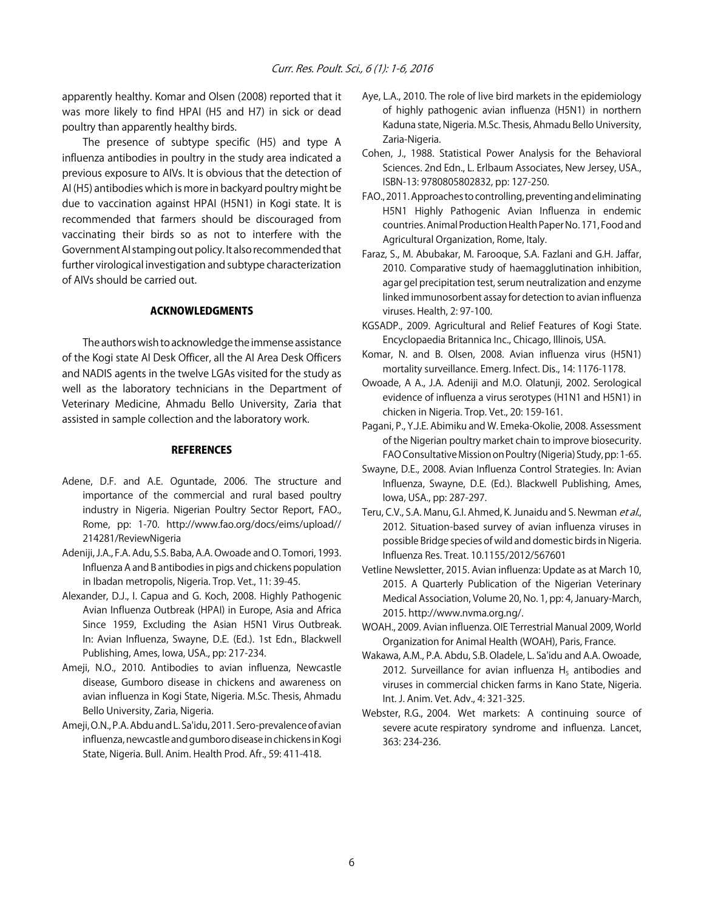apparently healthy. Komar and Olsen (2008) reported that it was more likely to find HPAI (H5 and H7) in sick or dead poultry than apparently healthy birds.

The presence of subtype specific (H5) and type A influenza antibodies in poultry in the study area indicated a previous exposure to AIVs. It is obvious that the detection of AI (H5) antibodies which is more in backyard poultry might be due to vaccination against HPAI (H5N1) in Kogi state. It is recommended that farmers should be discouraged from vaccinating their birds so as not to interfere with the Government AI stamping out policy. It also recommended that further virological investigation and subtype characterization of AIVs should be carried out.

## ACKNOWLEDGMENTS

The authors wish to acknowledge the immense assistance of the Kogi state AI Desk Officer, all the AI Area Desk Officers and NADIS agents in the twelve LGAs visited for the study as well as the laboratory technicians in the Department of Veterinary Medicine, Ahmadu Bello University, Zaria that assisted in sample collection and the laboratory work.

## REFERENCES

Adene, D.F. and A.E. Oguntade, 2006. The structure and importance of the commercial and rural based poultry industry in Nigeria. Nigerian Poultry Sector Report, FAO., Rome, pp: 1-70. http://www.fao.org/docs/eims/upload//214281/ReviewNigeria

Adeniji, J.A., F.A. Adu, S.S. Baba, A.A. Owoade and O. Tomori, 1993. Influenza A and B antibodies in pigs and chickens population in Ibadan metropolis, Nigeria. Trop. Vet., 11: 39-45.

Alexander, D.J., I. Capua and G. Koch, 2008. Highly Pathogenic Avian Influenza Outbreak (HPAI) in Europe, Asia and Africa Since 1959, Excluding the Asian H5N1 Virus Outbreak. In: Avian Influenza, Swayne, D.E. (Ed.). 1st Edn., Blackwell Publishing, Ames, Iowa, USA., pp: 217-234.

Ameji, N.O., 2010. Antibodies to avian influenza, Newcastle disease, Gumboro disease in chickens and awareness on avian influenza in Kogi State, Nigeria. M.Sc. Thesis, Ahmadu Bello University, Zaria, Nigeria.

Ameji, O.N., P.A. Abdu and L. Sa'idu, 2011. Sero-prevalence of avian influenza, newcastle and gumboro disease in chickens in Kogi State, Nigeria. Bull. Anim. Health Prod. Afr., 59: 411-418.

Aye, L.A., 2010. The role of live bird markets in the epidemiology of highly pathogenic avian influenza (H5N1) in northern Kaduna state, Nigeria. M.Sc. Thesis, Ahmadu Bello University, Zaria-Nigeria.

Cohen, J., 1988. Statistical Power Analysis for the Behavioral Sciences. 2nd Edn., L. Erlbaum Associates, New Jersey, USA., ISBN-13: 9780805802832, pp: 127-250.

FAO., 2011. Approaches to controlling, preventing and eliminating H5N1 Highly Pathogenic Avian Influenza in endemic countries. Animal Production Health Paper No. 171, Food and Agricultural Organization, Rome, Italy.

Faraz, S., M. Abubakar, M. Farooque, S.A. Fazlani and G.H. Jaffar, 2010. Comparative study of haemagglutination inhibition, agar gel precipitation test, serum neutralization and enzyme linked immunosorbent assay for detection to avian influenza viruses. Health, 2: 97-100.

KGSADP., 2009. Agricultural and Relief Features of Kogi State. Encyclopaedia Britannica Inc., Chicago, Illinois, USA.

Komar, N. and B. Olsen, 2008. Avian influenza virus (H5N1) mortality surveillance. Emerg. Infect. Dis., 14: 1176-1178.

Owoade, A A., J.A. Adeniji and M.O. Olatunji, 2002. Serological evidence of influenza a virus serotypes (H1N1 and H5N1) in chicken in Nigeria. Trop. Vet., 20: 159-161.

Pagani, P., Y.J.E. Abimiku and W. Emeka-Okolie, 2008. Assessment of the Nigerian poultry market chain to improve biosecurity. FAO Consultative Mission on Poultry (Nigeria) Study, pp: 1-65.

Swayne, D.E., 2008. Avian Influenza Control Strategies. In: Avian Influenza, Swayne, D.E. (Ed.). Blackwell Publishing, Ames, Iowa, USA., pp: 287-297.

Teru, C.V., S.A. Manu, G.I. Ahmed, K. Junaidu and S. Newman *et al*., 2012. Situation-based survey of avian influenza viruses in possible Bridge species of wild and domestic birds in Nigeria. Influenza Res. Treat. 10.1155/2012/567601

Vetline Newsletter, 2015. Avian influenza: Update as at March 10, 2015. A Quarterly Publication of the Nigerian Veterinary Medical Association, Volume 20, No. 1, pp: 4, January-March, 2015. http://www.nvma.org.ng/.

WOAH., 2009. Avian influenza. OIE Terrestrial Manual 2009, World Organization for Animal Health (WOAH), Paris, France.

Wakawa, A.M., P.A. Abdu, S.B. Oladele, L. Sa'idu and A.A. Owoade, 2012. Surveillance for avian influenza $H_5$ antibodies and viruses in commercial chicken farms in Kano State, Nigeria. Int. J. Anim. Vet. Adv., 4: 321-325.

Webster, R.G., 2004. Wet markets: A continuing source of severe acute respiratory syndrome and influenza. Lancet, 363: 234-236.